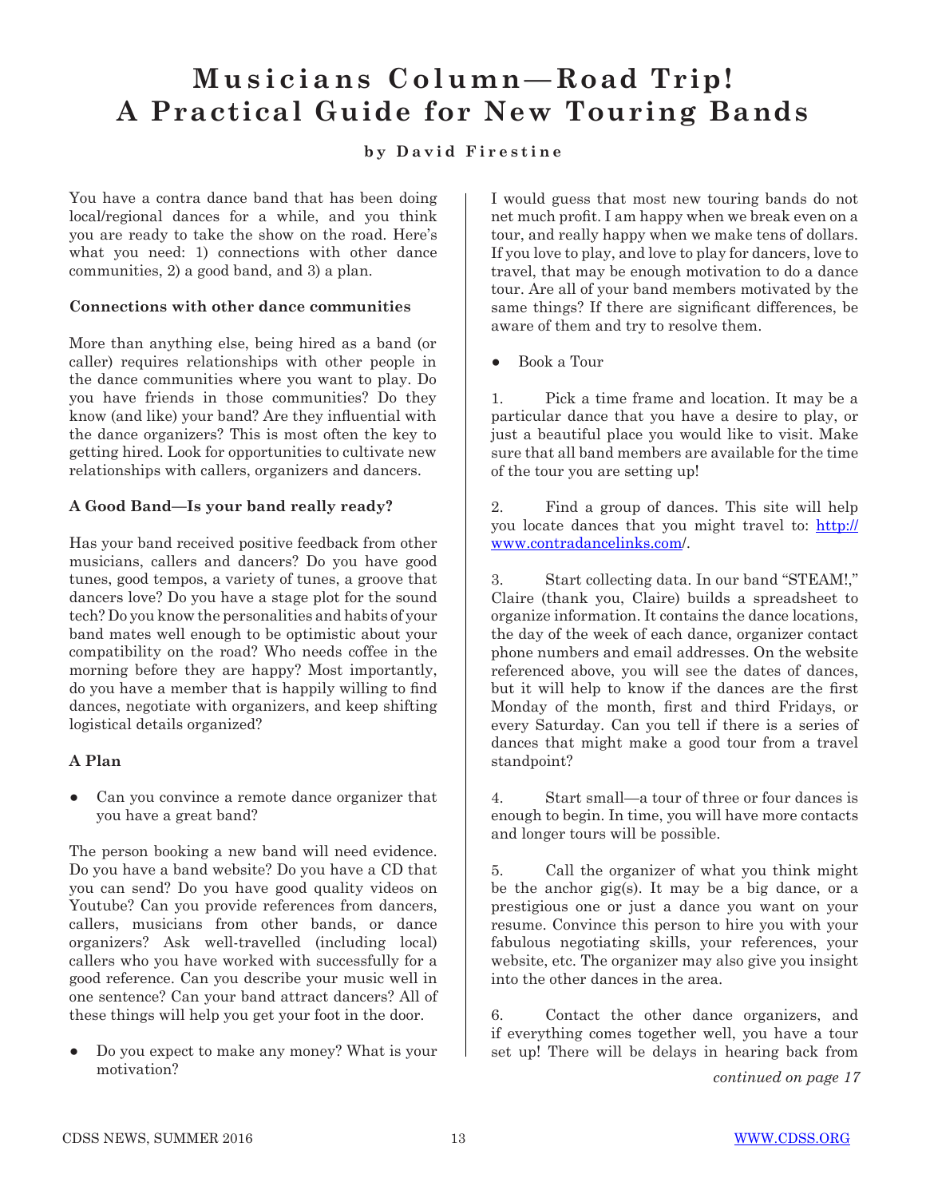# Musicians Column—Road Trip! A Practical Guide for New Touring Bands

**by David Firestine**

You have a contra dance band that has been doing local/regional dances for a while, and you think you are ready to take the show on the road. Here's what you need: 1) connections with other dance communities, 2) a good band, and 3) a plan.

### Connections with other dance communities

More than anything else, being hired as a band (or caller) requires relationships with other people in the dance communities where you want to play. Do you have friends in those communities? Do they know (and like) your band? Are they influential with the dance organizers? This is most often the key to getting hired. Look for opportunities to cultivate new relationships with callers, organizers and dancers.

### A Good Band—Is your band really ready?

Has your band received positive feedback from other musicians, callers and dancers? Do you have good tunes, good tempos, a variety of tunes, a groove that dancers love? Do you have a stage plot for the sound tech? Do you know the personalities and habits of your band mates well enough to be optimistic about your compatibility on the road? Who needs coffee in the morning before they are happy? Most importantly, do you have a member that is happily willing to find dances, negotiate with organizers, and keep shifting logistical details organized?

### A Plan

- Can you convince a remote dance organizer that you have a great band?

The person booking a new band will need evidence. Do you have a band website? Do you have a CD that you can send? Do you have good quality videos on Youtube? Can you provide references from dancers, callers, musicians from other bands, or dance organizers? Ask well-travelled (including local) callers who you have worked with successfully for a good reference. Can you describe your music well in one sentence? Can your band attract dancers? All of these things will help you get your foot in the door.

- Do you expect to make any money? What is your motivation?

I would guess that most new touring bands do not net much profit. I am happy when we break even on a tour, and really happy when we make tens of dollars. If you love to play, and love to play for dancers, love to travel, that may be enough motivation to do a dance tour. Are all of your band members motivated by the same things? If there are significant differences, be aware of them and try to resolve them.

- Book a Tour

1. Pick a time frame and location. It may be a particular dance that you have a desire to play, or just a beautiful place you would like to visit. Make sure that all band members are available for the time of the tour you are setting up!

2. Find a group of dances. This site will help you locate dances that you might travel to: http://www.contradancelinks.com/.

3. Start collecting data. In our band "STEAM!," Claire (thank you, Claire) builds a spreadsheet to organize information. It contains the dance locations, the day of the week of each dance, organizer contact phone numbers and email addresses. On the website referenced above, you will see the dates of dances, but it will help to know if the dances are the first Monday of the month, first and third Fridays, or every Saturday. Can you tell if there is a series of dances that might make a good tour from a travel standpoint?

4. Start small—a tour of three or four dances is enough to begin. In time, you will have more contacts and longer tours will be possible.

5. Call the organizer of what you think might be the anchor gig(s). It may be a big dance, or a prestigious one or just a dance you want on your resume. Convince this person to hire you with your fabulous negotiating skills, your references, your website, etc. The organizer may also give you insight into the other dances in the area.

6. Contact the other dance organizers, and if everything comes together well, you have a tour set up! There will be delays in hearing back from

*continued on page 17*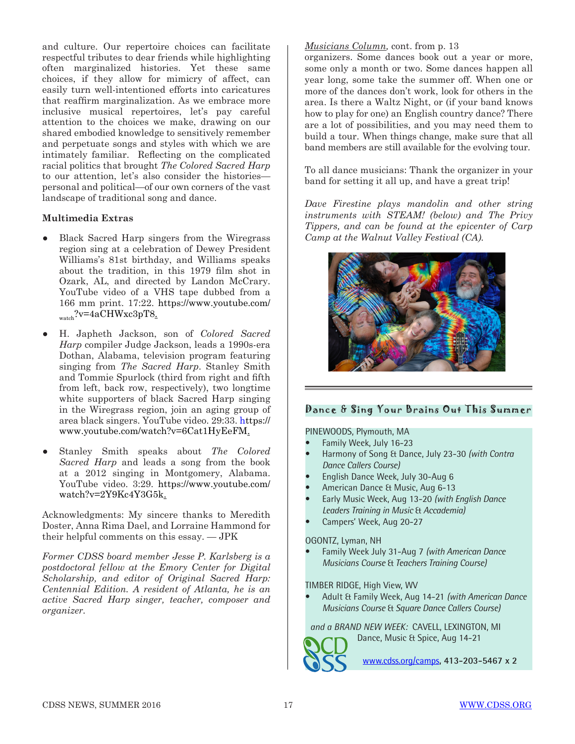and culture. Our repertoire choices can facilitate respectful tributes to dear friends while highlighting often marginalized histories. Yet these same choices, if they allow for mimicry of affect, can easily turn well-intentioned efforts into caricatures that reaffirm marginalization. As we embrace more inclusive musical repertoires, let's pay careful attention to the choices we make, drawing on our shared embodied knowledge to sensitively remember and perpetuate songs and styles with which we are intimately familiar. Reflecting on the complicated racial politics that brought *The Colored Sacred Harp* to our attention, let's also consider the histories—personal and political—of our own corners of the vast landscape of traditional song and dance.

**Multimedia Extras**

- Black Sacred Harp singers from the Wiregrass region sing at a celebration of Dewey President Williams's 81st birthday, and Williams speaks about the tradition, in this 1979 film shot in Ozark, AL, and directed by Landon McCrary. YouTube video of a VHS tape dubbed from a 166 mm print. 17:22. https://www.youtube.com/watch?v=4aCHWxc3pT8.
- H. Japheth Jackson, son of *Colored Sacred Harp* compiler Judge Jackson, leads a 1990s-era Dothan, Alabama, television program featuring singing from *The Sacred Harp*. Stanley Smith and Tommie Spurlock (third from right and fifth from left, back row, respectively), two longtime white supporters of black Sacred Harp singing in the Wiregrass region, join an aging group of area black singers. YouTube video. 29:33. https://www.youtube.com/watch?v=6Cat1HyEeFM.
- Stanley Smith speaks about *The Colored Sacred Harp* and leads a song from the book at a 2012 singing in Montgomery, Alabama. YouTube video. 3:29. https://www.youtube.com/watch?v=2Y9Kc4Y3G5k.

Acknowledgments: My sincere thanks to Meredith Doster, Anna Rima Dael, and Lorraine Hammond for their helpful comments on this essay. — JPK

*Former CDSS board member Jesse P. Karlsberg is a postdoctoral fellow at the Emory Center for Digital Scholarship, and editor of Original Sacred Harp: Centennial Edition. A resident of Atlanta, he is an active Sacred Harp singer, teacher, composer and organizer.*

*Musicians Column*, cont. from p. 13

organizers. Some dances book out a year or more, some only a month or two. Some dances happen all year long, some take the summer off. When one or more of the dances don't work, look for others in the area. Is there a Waltz Night, or (if your band knows how to play for one) an English country dance? There are a lot of possibilities, and you may need them to build a tour. When things change, make sure that all band members are still available for the evolving tour.

To all dance musicians: Thank the organizer in your band for setting it all up, and have a great trip!

*Dave Firestine plays mandolin and other string instruments with STEAM! (below) and The Privy Tippers, and can be found at the epicenter of Carp Camp at the Walnut Valley Festival (CA).*

## Dance & Sing Your Brains Out This Summer

PINEWOODS, Plymouth, MA

- Family Week, July 16-23
- Harmony of Song & Dance, July 23-30 *(with Contra Dance Callers Course)*
- English Dance Week, July 30-Aug 6
- American Dance & Music, Aug 6-13
- Early Music Week, Aug 13-20 *(with English Dance Leaders Training in Music & Accademia)*
- Campers' Week, Aug 20-27

OGONTZ, Lyman, NH

- Family Week July 31-Aug 7 *(with American Dance Musicians Course & Teachers Training Course)*

TIMBER RIDGE, High View, WV

- Adult & Family Week, Aug 14-21 *(with American Dance Musicians Course & Square Dance Callers Course)*

*and a BRAND NEW WEEK:* CAVELL, LEXINGTON, MI
Dance, Music & Spice, Aug 14-21

CDSS

www.cdss.org/camps, **413-203-5467 x 2**